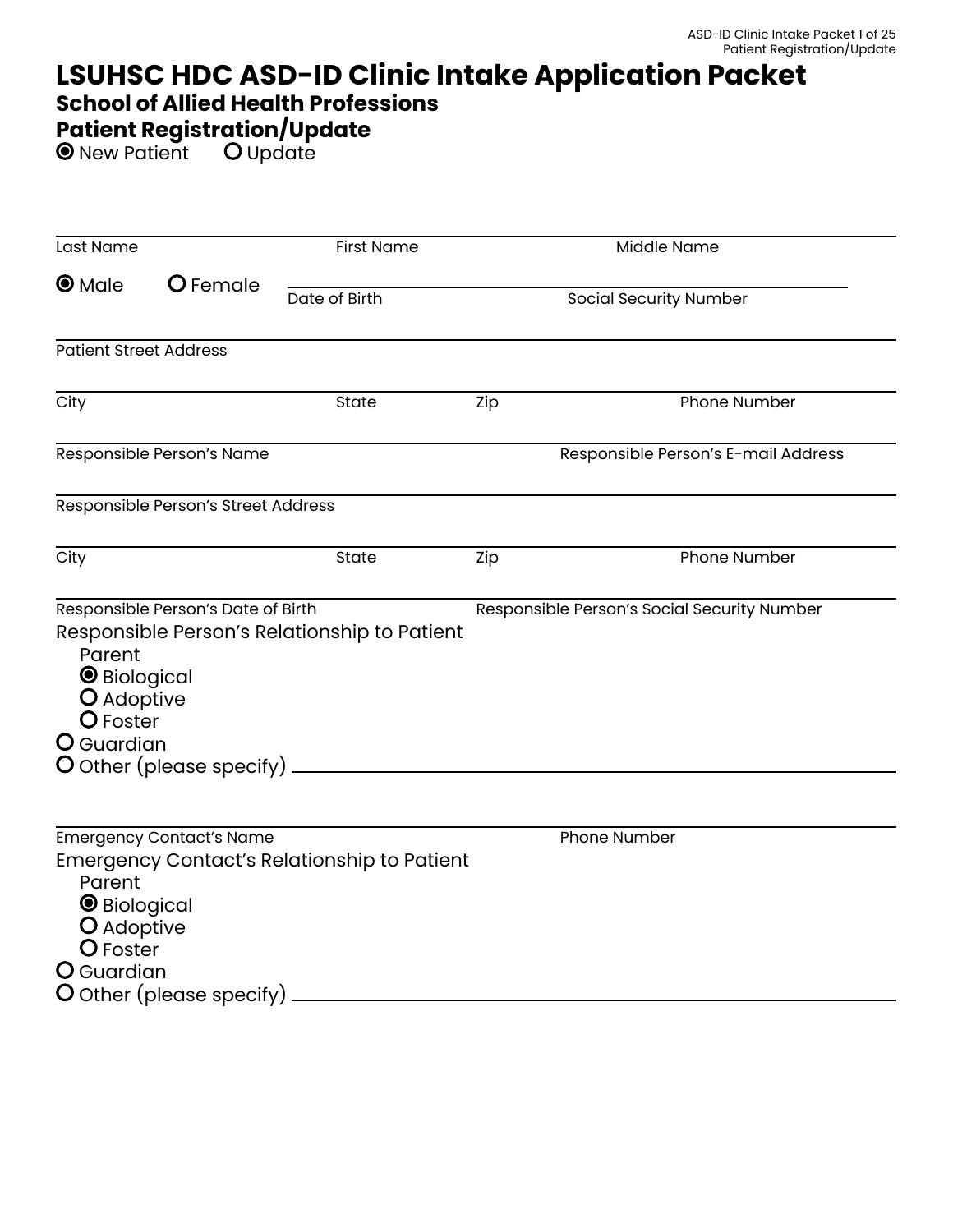# LSUHSC HDC ASD-ID Clinic Intake Application Packet
## School of Allied Health Professions
## Patient Registration/Update

◉ New Patient ○ Update

Last Name _______________ First Name _______________ Middle Name _______________

◉ Male ○ Female

Date of Birth _______________ Social Security Number _______________

Patient Street Address _______________

City _______________ State _______________ Zip _______________ Phone Number _______________

Responsible Person's Name _______________ Responsible Person's E-mail Address _______________

Responsible Person's Street Address _______________

City _______________ State _______________ Zip _______________ Phone Number _______________

Responsible Person's Date of Birth _______________ Responsible Person's Social Security Number _______________

Responsible Person's Relationship to Patient

- Parent
  - ◉ Biological
  - ○ Adoptive
  - ○ Foster
- ○ Guardian
- ○ Other (please specify) _______________

Emergency Contact's Name _______________ Phone Number _______________

Emergency Contact's Relationship to Patient

- Parent
  - ◉ Biological
  - ○ Adoptive
  - ○ Foster
- ○ Guardian
- ○ Other (please specify) _______________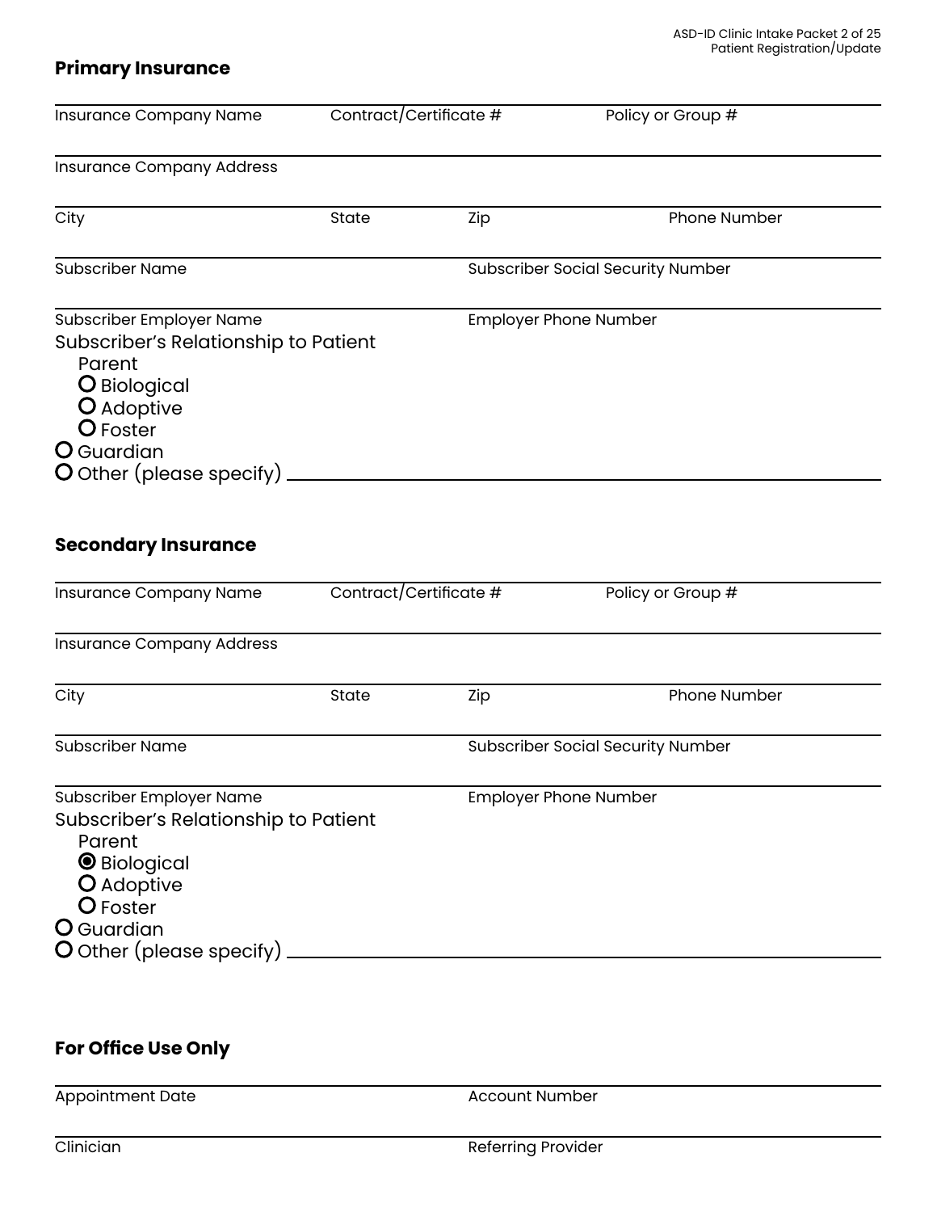## Primary Insurance

Insurance Company Name | Contract/Certificate # | Policy or Group #

Insurance Company Address

City | State | Zip | Phone Number

Subscriber Name | Subscriber Social Security Number

Subscriber Employer Name | Employer Phone Number

Subscriber's Relationship to Patient

- Parent
  - ○ Biological
  - ○ Adoptive
  - ○ Foster
- ○ Guardian
- ○ Other (please specify) ______________________

## Secondary Insurance

Insurance Company Name | Contract/Certificate # | Policy or Group #

Insurance Company Address

City | State | Zip | Phone Number

Subscriber Name | Subscriber Social Security Number

Subscriber Employer Name | Employer Phone Number

Subscriber's Relationship to Patient

- Parent
  - ◉ Biological
  - ○ Adoptive
  - ○ Foster
- ○ Guardian
- ○ Other (please specify) ______________________

## For Office Use Only

Appointment Date | Account Number

Clinician | Referring Provider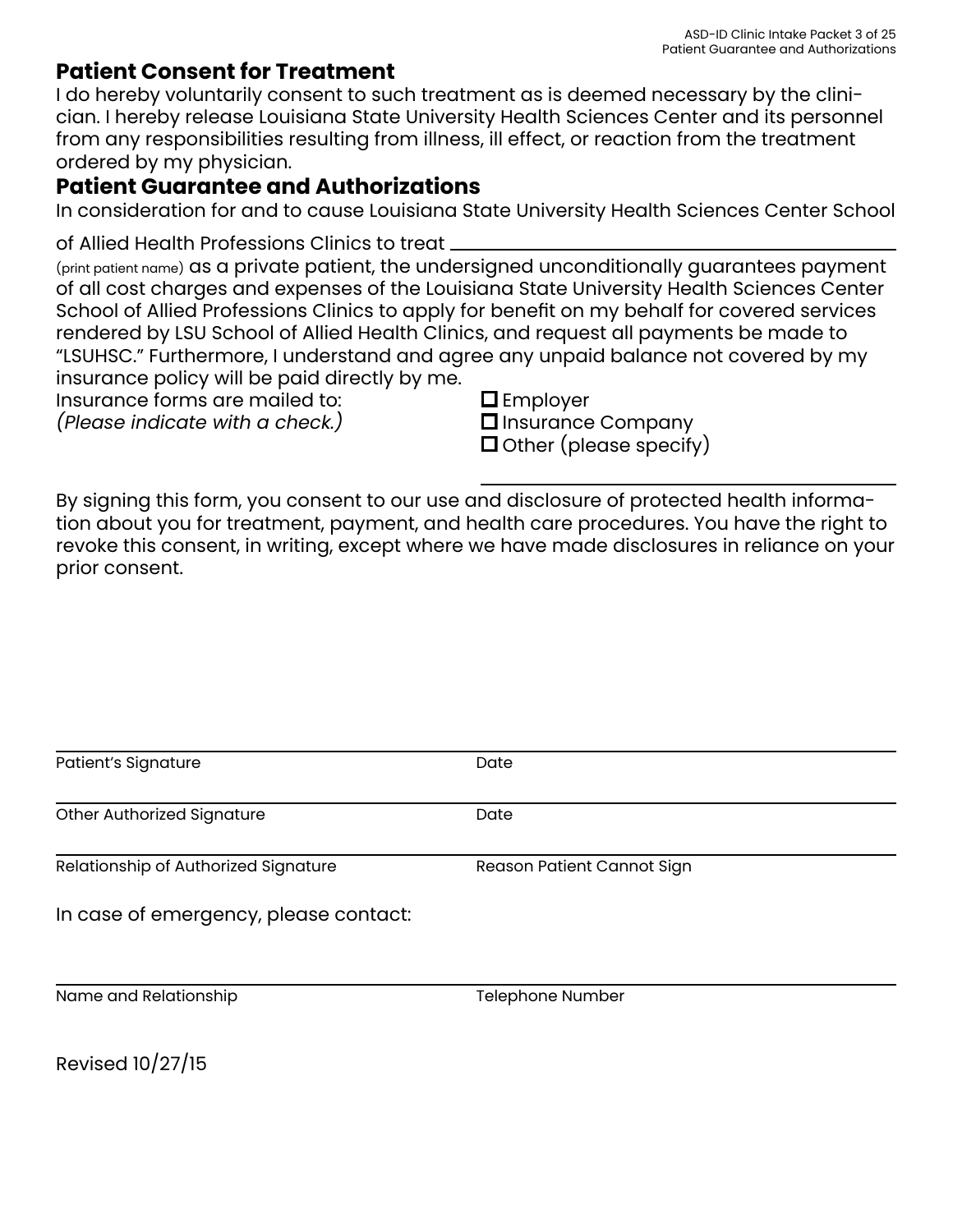## Patient Consent for Treatment

I do hereby voluntarily consent to such treatment as is deemed necessary by the clinician. I hereby release Louisiana State University Health Sciences Center and its personnel from any responsibilities resulting from illness, ill effect, or reaction from the treatment ordered by my physician.

## Patient Guarantee and Authorizations

In consideration for and to cause Louisiana State University Health Sciences Center School of Allied Health Professions Clinics to treat ______________________________ (print patient name) as a private patient, the undersigned unconditionally guarantees payment of all cost charges and expenses of the Louisiana State University Health Sciences Center School of Allied Professions Clinics to apply for benefit on my behalf for covered services rendered by LSU School of Allied Health Clinics, and request all payments be made to "LSUHSC." Furthermore, I understand and agree any unpaid balance not covered by my insurance policy will be paid directly by me.

Insurance forms are mailed to:
*(Please indicate with a check.)*

- ☐ Employer
- ☐ Insurance Company
- ☐ Other (please specify) ______________________________

By signing this form, you consent to our use and disclosure of protected health information about you for treatment, payment, and health care procedures. You have the right to revoke this consent, in writing, except where we have made disclosures in reliance on your prior consent.

______________________________ ______________________________
Patient's Signature Date

______________________________ ______________________________
Other Authorized Signature Date

______________________________ ______________________________
Relationship of Authorized Signature Reason Patient Cannot Sign

In case of emergency, please contact:

______________________________ ______________________________
Name and Relationship Telephone Number

Revised 10/27/15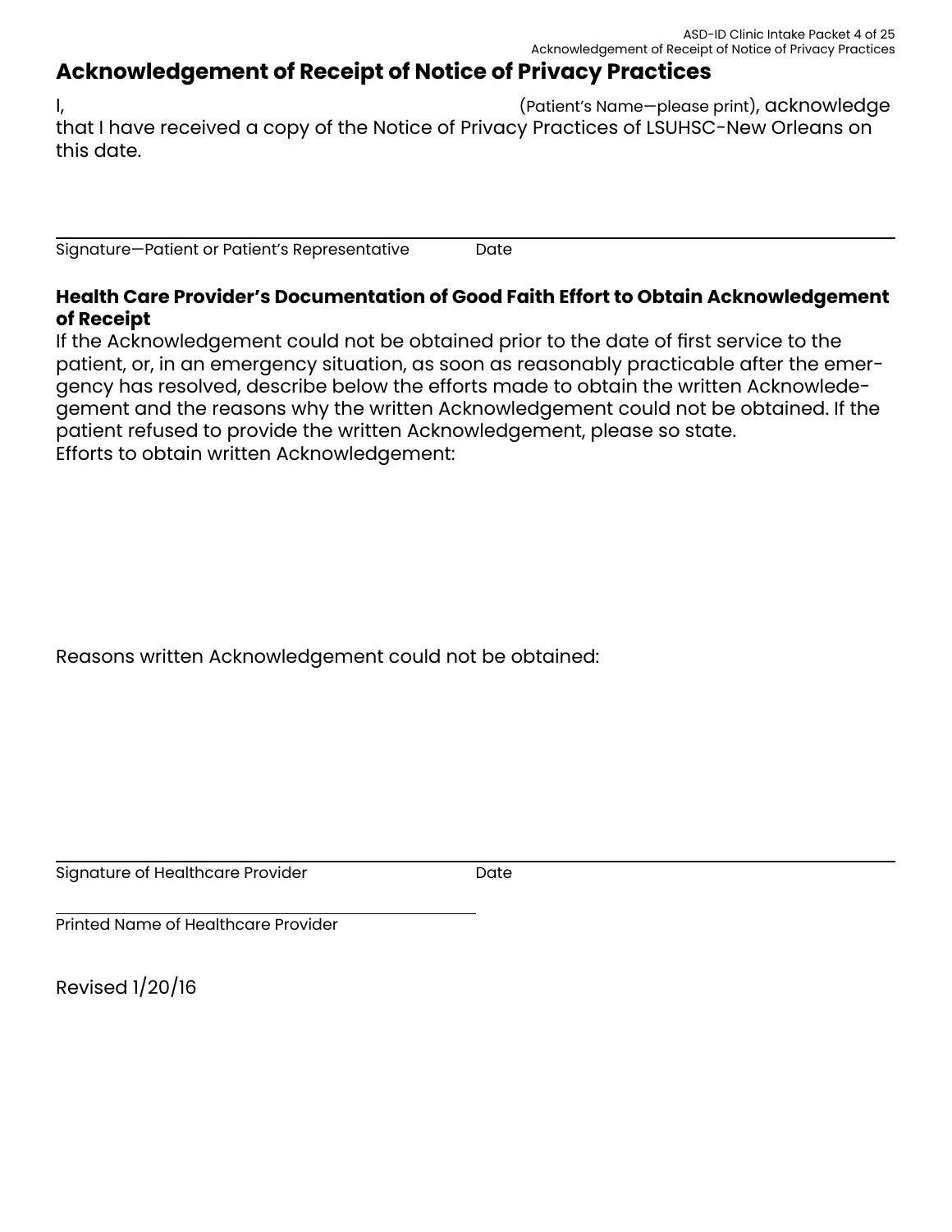# Acknowledgement of Receipt of Notice of Privacy Practices

I, (Patient's Name—please print), acknowledge that I have received a copy of the Notice of Privacy Practices of LSUHSC-New Orleans on this date.

Signature—Patient or Patient's Representative Date

**Health Care Provider's Documentation of Good Faith Effort to Obtain Acknowledgement of Receipt**

If the Acknowledgement could not be obtained prior to the date of first service to the patient, or, in an emergency situation, as soon as reasonably practicable after the emergency has resolved, describe below the efforts made to obtain the written Acknowledegement and the reasons why the written Acknowledgement could not be obtained. If the patient refused to provide the written Acknowledgement, please so state.

Efforts to obtain written Acknowledgement:

Reasons written Acknowledgement could not be obtained:

Signature of Healthcare Provider Date

Printed Name of Healthcare Provider

Revised 1/20/16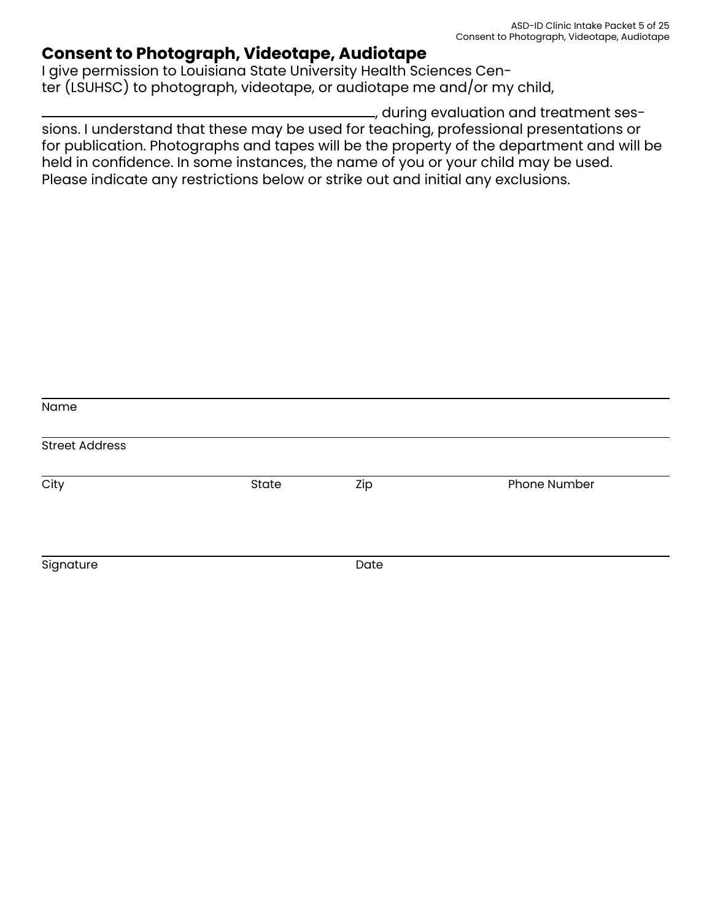# Consent to Photograph, Videotape, Audiotape

I give permission to Louisiana State University Health Sciences Center (LSUHSC) to photograph, videotape, or audiotape me and/or my child,

______________________________, during evaluation and treatment sessions. I understand that these may be used for teaching, professional presentations or for publication. Photographs and tapes will be the property of the department and will be held in confidence. In some instances, the name of you or your child may be used. Please indicate any restrictions below or strike out and initial any exclusions.

______________________________________________________________________

Name

______________________________________________________________________

Street Address

______________________________________________________________________

City State Zip Phone Number

______________________________________________________________________

Signature Date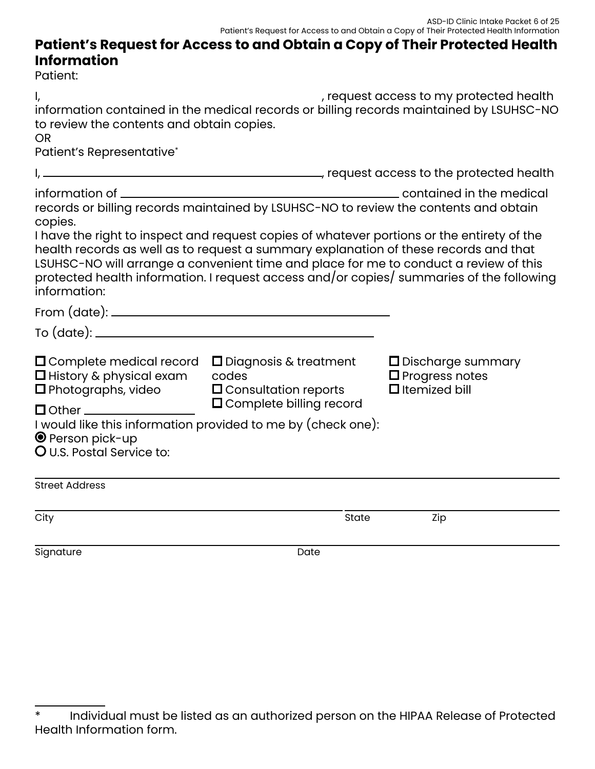# Patient's Request for Access to and Obtain a Copy of Their Protected Health Information

Patient:

I, ______________________________, request access to my protected health information contained in the medical records or billing records maintained by LSUHSC-NO to review the contents and obtain copies.

OR

Patient's Representative*

I, ______________________________, request access to the protected health information of ______________________________ contained in the medical records or billing records maintained by LSUHSC-NO to review the contents and obtain copies.

I have the right to inspect and request copies of whatever portions or the entirety of the health records as well as to request a summary explanation of these records and that LSUHSC-NO will arrange a convenient time and place for me to conduct a review of this protected health information. I request access and/or copies/ summaries of the following information:

From (date): ______________________________

To (date): ______________________________

- ☐ Complete medical record
- ☐ History & physical exam
- ☐ Photographs, video
- ☐ Other ______________
- ☐ Diagnosis & treatment codes
- ☐ Consultation reports
- ☐ Complete billing record
- ☐ Discharge summary
- ☐ Progress notes
- ☐ Itemized bill

I would like this information provided to me by (check one):

- ◉ Person pick-up
- ○ U.S. Postal Service to:

______________________________
Street Address

______________________________ ______________ ______________
City State Zip

______________________________ ______________
Signature Date

\* Individual must be listed as an authorized person on the HIPAA Release of Protected Health Information form.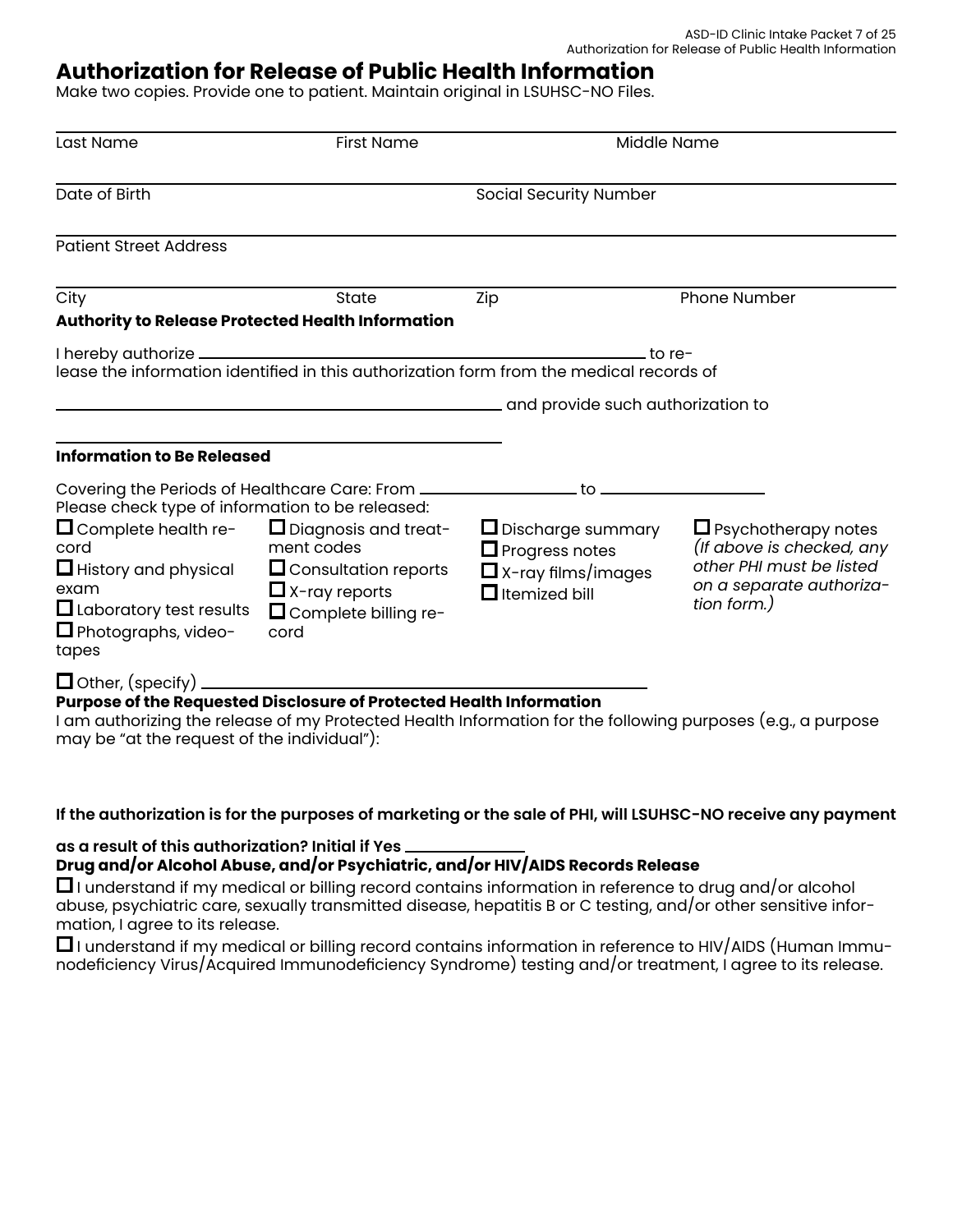# Authorization for Release of Public Health Information

Make two copies. Provide one to patient. Maintain original in LSUHSC-NO Files.

| Last Name | First Name | Middle Name | |
|---|---|---|---|
| Date of Birth | | Social Security Number | |
| Patient Street Address | | | |
| City | State | Zip | Phone Number |

**Authority to Release Protected Health Information**

I hereby authorize ______________________________ to release the information identified in this authorization form from the medical records of

______________________________ and provide such authorization to

______________________________

**Information to Be Released**

Covering the Periods of Healthcare Care: From ______________ to ______________

Please check type of information to be released:

- ☐ Complete health record
- ☐ History and physical exam
- ☐ Laboratory test results
- ☐ Photographs, videotapes
- ☐ Diagnosis and treatment codes
- ☐ Consultation reports
- ☐ X-ray reports
- ☐ Complete billing record
- ☐ Discharge summary
- ☐ Progress notes
- ☐ X-ray films/images
- ☐ Itemized bill
- ☐ Psychotherapy notes *(If above is checked, any other PHI must be listed on a separate authorization form.)*

☐ Other, (specify) ______________________________

**Purpose of the Requested Disclosure of Protected Health Information**

I am authorizing the release of my Protected Health Information for the following purposes (e.g., a purpose may be "at the request of the individual"):

**If the authorization is for the purposes of marketing or the sale of PHI, will LSUHSC-NO receive any payment as a result of this authorization? Initial if Yes ______________**

**Drug and/or Alcohol Abuse, and/or Psychiatric, and/or HIV/AIDS Records Release**

☐ I understand if my medical or billing record contains information in reference to drug and/or alcohol abuse, psychiatric care, sexually transmitted disease, hepatitis B or C testing, and/or other sensitive information, I agree to its release.

☐ I understand if my medical or billing record contains information in reference to HIV/AIDS (Human Immunodeficiency Virus/Acquired Immunodeficiency Syndrome) testing and/or treatment, I agree to its release.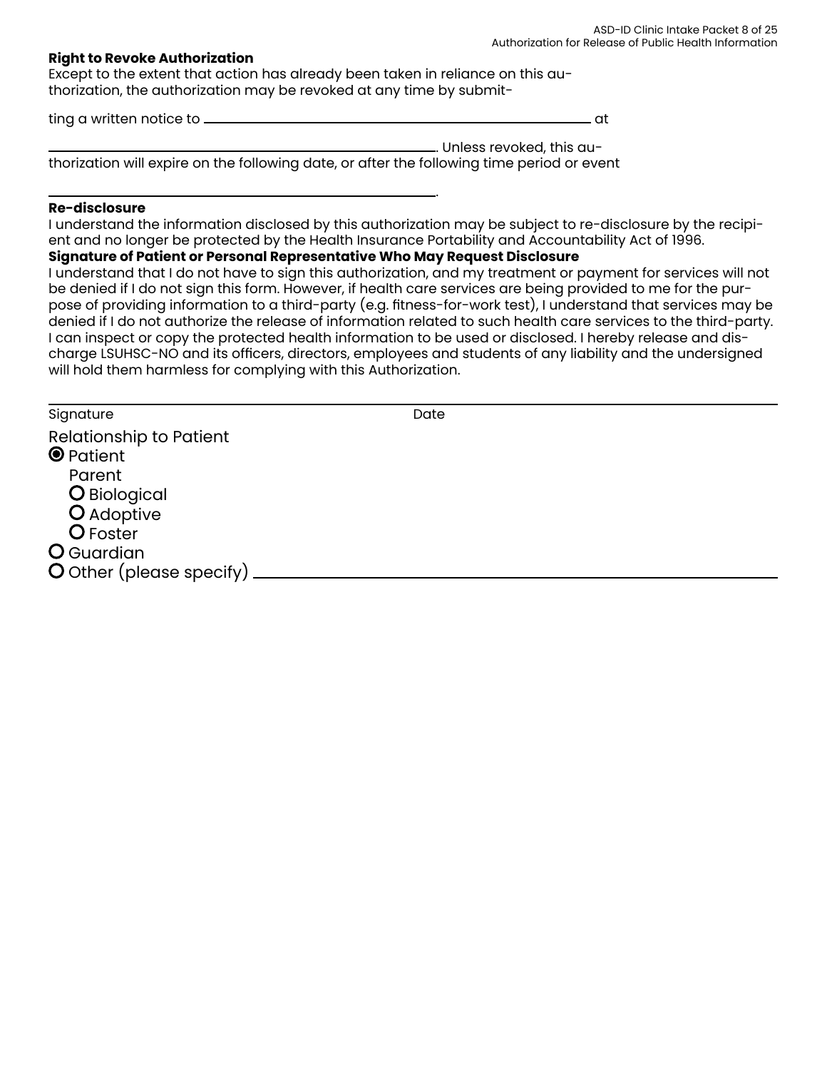**Right to Revoke Authorization**

Except to the extent that action has already been taken in reliance on this authorization, the authorization may be revoked at any time by submitting a written notice to \_\_\_\_\_\_\_\_\_\_\_\_\_\_\_\_\_\_\_\_\_\_\_\_\_\_\_\_\_\_ at \_\_\_\_\_\_\_\_\_\_\_\_\_\_\_\_\_\_\_\_\_\_\_\_\_\_\_\_\_\_. Unless revoked, this authorization will expire on the following date, or after the following time period or event \_\_\_\_\_\_\_\_\_\_\_\_\_\_\_\_\_\_\_\_\_\_\_\_\_\_\_\_\_\_.

**Re-disclosure**

I understand the information disclosed by this authorization may be subject to re-disclosure by the recipient and no longer be protected by the Health Insurance Portability and Accountability Act of 1996.

**Signature of Patient or Personal Representative Who May Request Disclosure**

I understand that I do not have to sign this authorization, and my treatment or payment for services will not be denied if I do not sign this form. However, if health care services are being provided to me for the purpose of providing information to a third-party (e.g. fitness-for-work test), I understand that services may be denied if I do not authorize the release of information related to such health care services to the third-party. I can inspect or copy the protected health information to be used or disclosed. I hereby release and discharge LSUHSC-NO and its officers, directors, employees and students of any liability and the undersigned will hold them harmless for complying with this Authorization.

Signature \_\_\_\_\_\_\_\_\_\_\_\_\_\_\_\_\_\_\_\_ Date \_\_\_\_\_\_\_\_\_\_\_\_\_\_\_\_\_\_\_\_

Relationship to Patient

- ◉ Patient
- Parent
  - ○ Biological
  - ○ Adoptive
  - ○ Foster
- ○ Guardian
- ○ Other (please specify) \_\_\_\_\_\_\_\_\_\_\_\_\_\_\_\_\_\_\_\_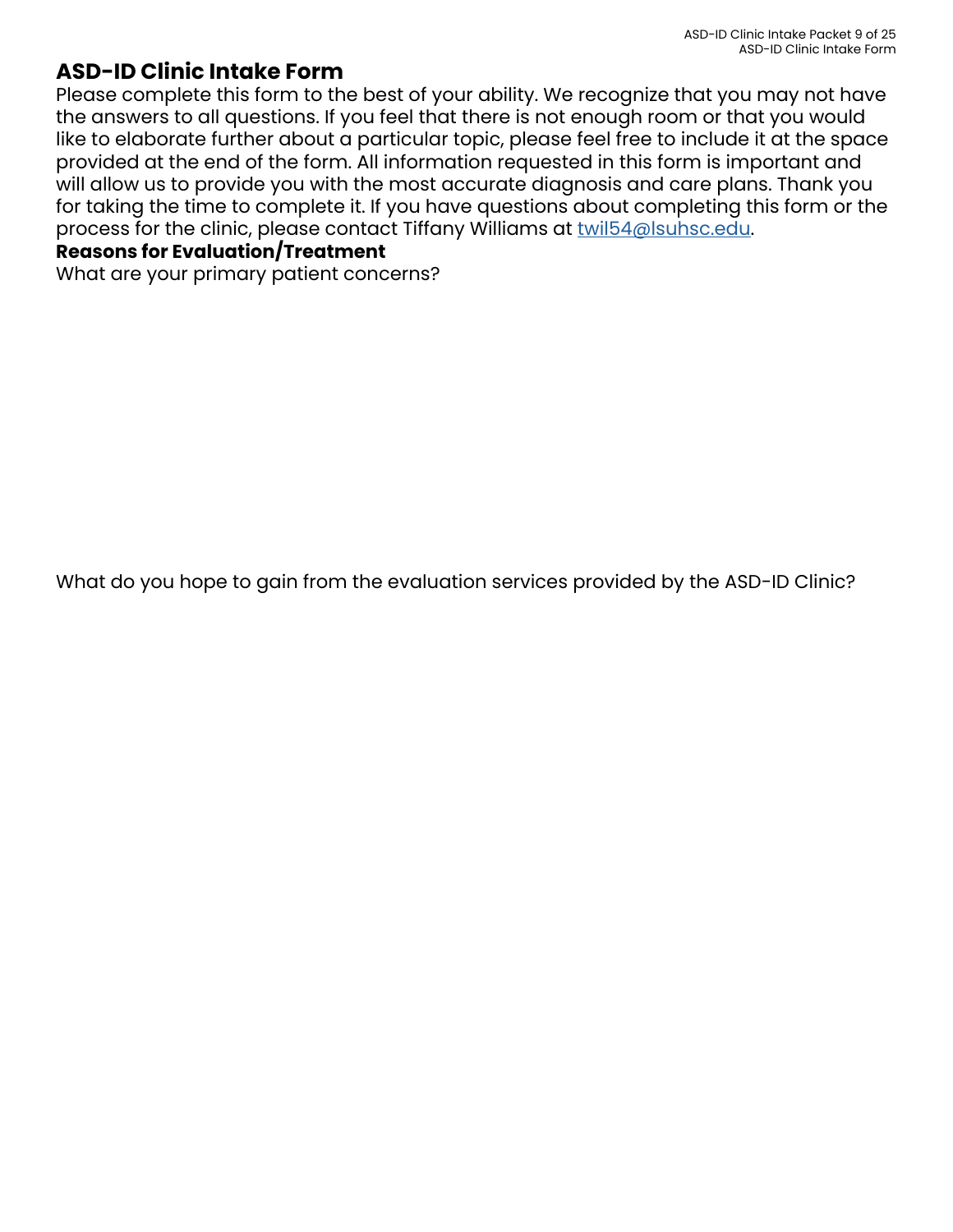# ASD-ID Clinic Intake Form

Please complete this form to the best of your ability. We recognize that you may not have the answers to all questions. If you feel that there is not enough room or that you would like to elaborate further about a particular topic, please feel free to include it at the space provided at the end of the form. All information requested in this form is important and will allow us to provide you with the most accurate diagnosis and care plans. Thank you for taking the time to complete it. If you have questions about completing this form or the process for the clinic, please contact Tiffany Williams at twil54@lsuhsc.edu.

**Reasons for Evaluation/Treatment**

What are your primary patient concerns?

What do you hope to gain from the evaluation services provided by the ASD-ID Clinic?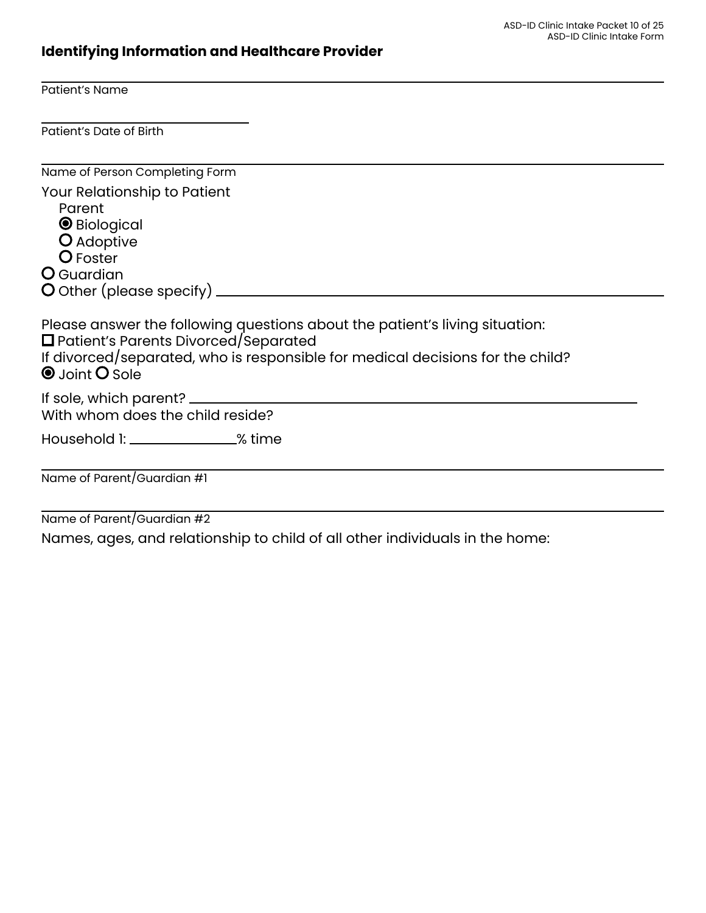## Identifying Information and Healthcare Provider

Patient's Name: ______________________________

Patient's Date of Birth: ______________________________

Name of Person Completing Form: ______________________________

Your Relationship to Patient

Parent
- ◉ Biological
- ○ Adoptive
- ○ Foster

○ Guardian
○ Other (please specify) ______________________________

Please answer the following questions about the patient's living situation:

☐ Patient's Parents Divorced/Separated

If divorced/separated, who is responsible for medical decisions for the child?

◉ Joint ○ Sole

If sole, which parent? ______________________________

With whom does the child reside?

Household 1: ____________% time

Name of Parent/Guardian #1: ______________________________

Name of Parent/Guardian #2: ______________________________

Names, ages, and relationship to child of all other individuals in the home: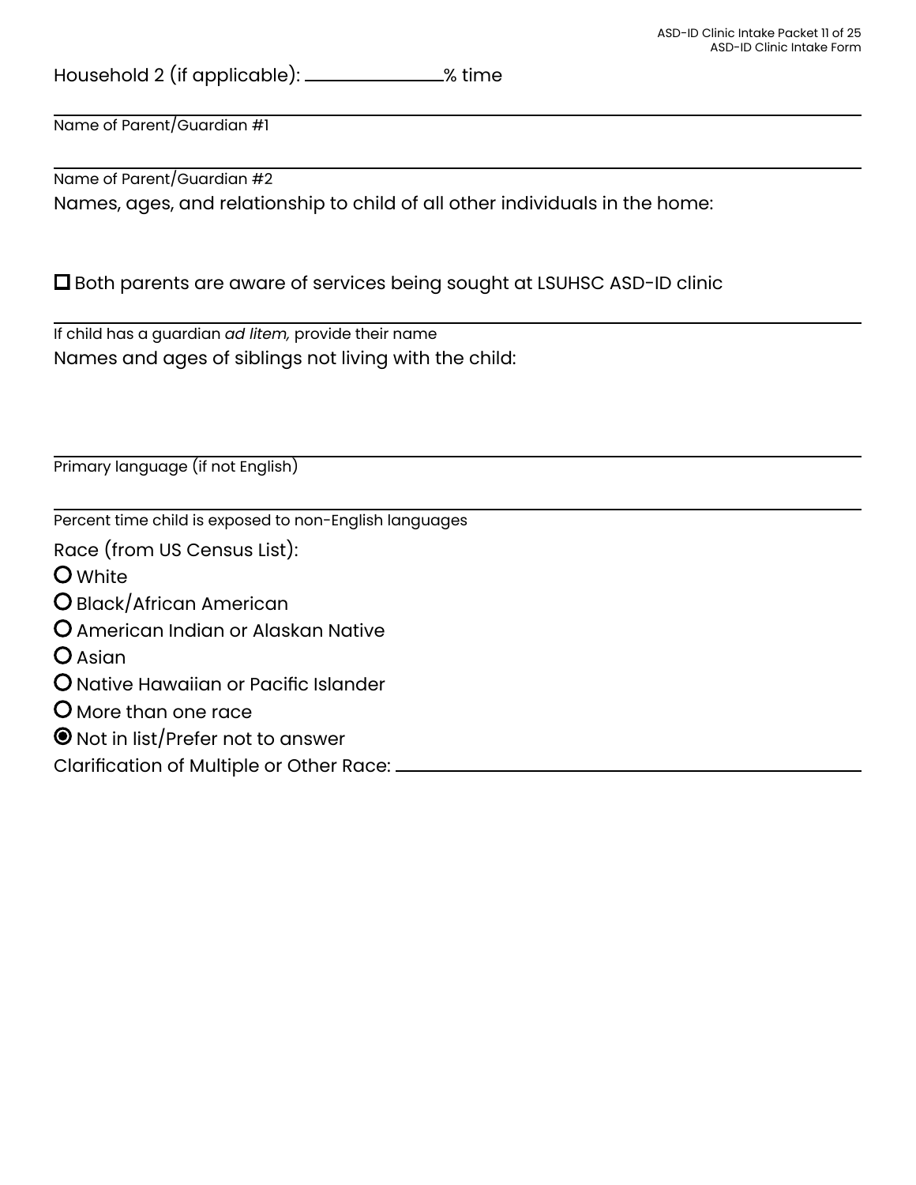Household 2 (if applicable): ______________% time

______________________________________________

Name of Parent/Guardian #1

______________________________________________

Name of Parent/Guardian #2

Names, ages, and relationship to child of all other individuals in the home:

☐ Both parents are aware of services being sought at LSUHSC ASD-ID clinic

______________________________________________

If child has a guardian *ad litem,* provide their name

Names and ages of siblings not living with the child:

______________________________________________

Primary language (if not English)

______________________________________________

Percent time child is exposed to non-English languages

Race (from US Census List):

- ○ White
- ○ Black/African American
- ○ American Indian or Alaskan Native
- ○ Asian
- ○ Native Hawaiian or Pacific Islander
- ○ More than one race
- ◉ Not in list/Prefer not to answer

Clarification of Multiple or Other Race: ______________________________________________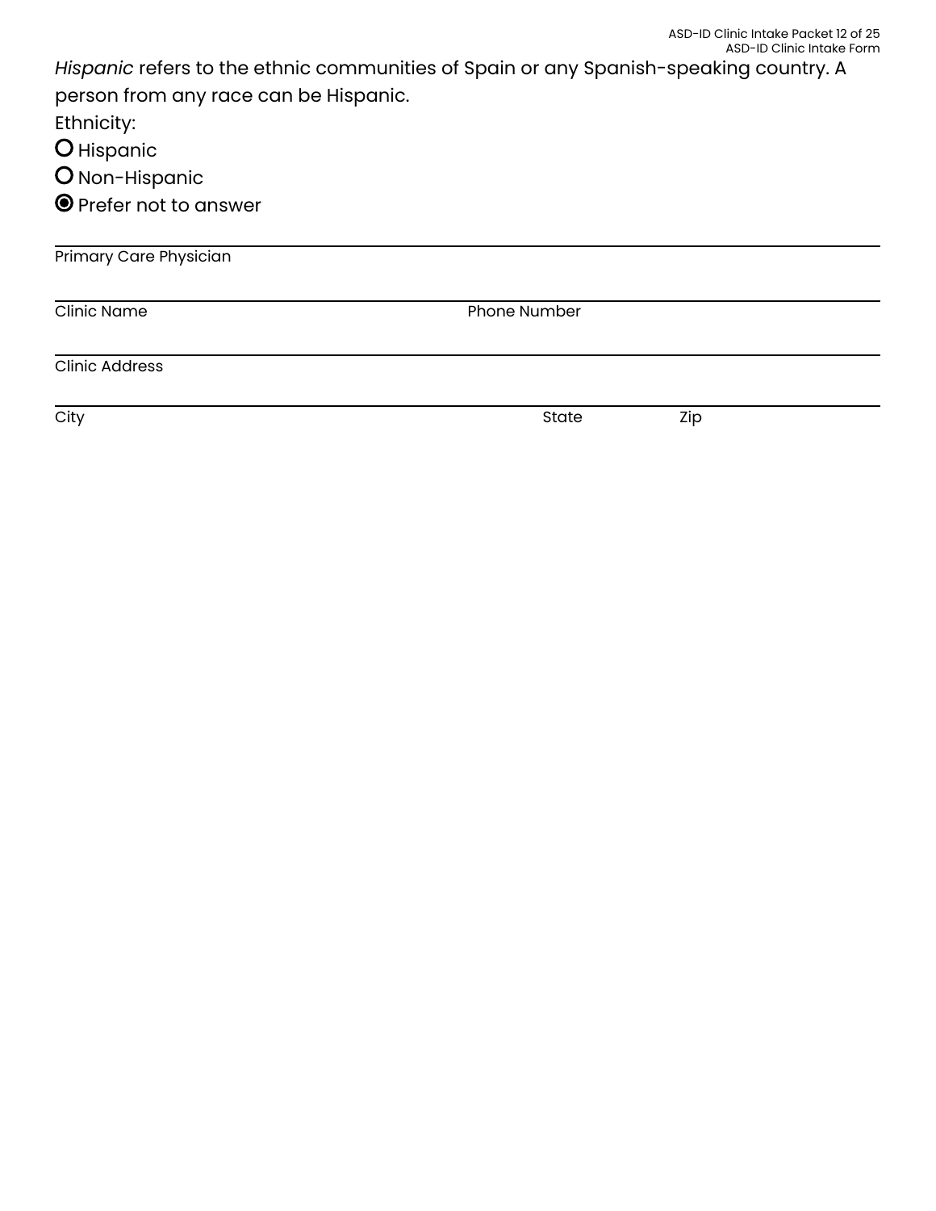*Hispanic* refers to the ethnic communities of Spain or any Spanish-speaking country. A person from any race can be Hispanic.

Ethnicity:

- ○ Hispanic
- ○ Non-Hispanic
- ◉ Prefer not to answer

______________________________________________
Primary Care Physician

______________________________________________
Clinic Name | Phone Number

______________________________________________
Clinic Address

______________________________________________
City | State | Zip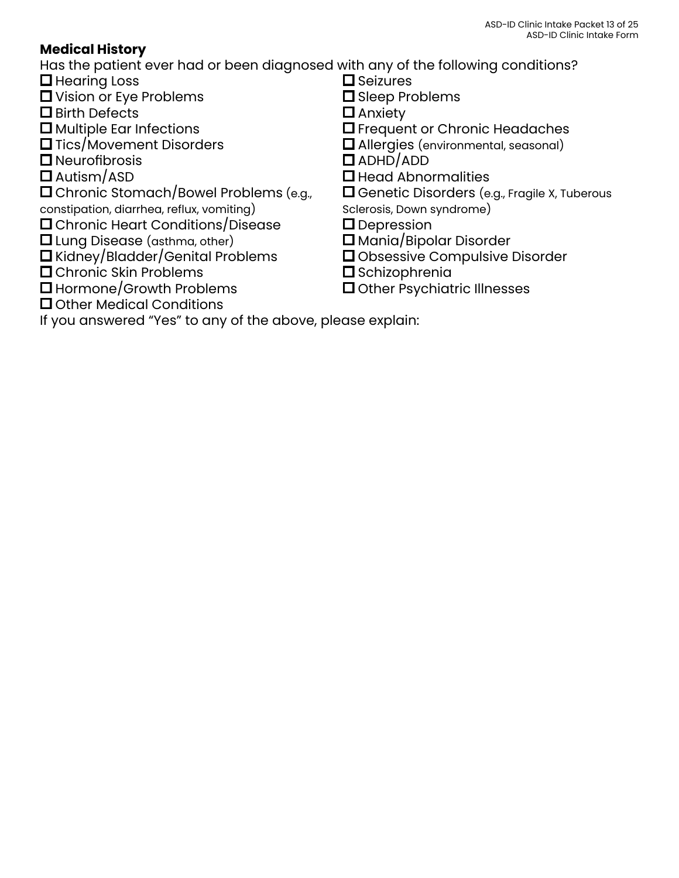## Medical History

Has the patient ever had or been diagnosed with any of the following conditions?

- ☐ Hearing Loss
- ☐ Vision or Eye Problems
- ☐ Birth Defects
- ☐ Multiple Ear Infections
- ☐ Tics/Movement Disorders
- ☐ Neurofibrosis
- ☐ Autism/ASD
- ☐ Chronic Stomach/Bowel Problems (e.g., constipation, diarrhea, reflux, vomiting)
- ☐ Chronic Heart Conditions/Disease
- ☐ Lung Disease (asthma, other)
- ☐ Kidney/Bladder/Genital Problems
- ☐ Chronic Skin Problems
- ☐ Hormone/Growth Problems
- ☐ Other Medical Conditions
- ☐ Seizures
- ☐ Sleep Problems
- ☐ Anxiety
- ☐ Frequent or Chronic Headaches
- ☐ Allergies (environmental, seasonal)
- ☐ ADHD/ADD
- ☐ Head Abnormalities
- ☐ Genetic Disorders (e.g., Fragile X, Tuberous Sclerosis, Down syndrome)
- ☐ Depression
- ☐ Mania/Bipolar Disorder
- ☐ Obsessive Compulsive Disorder
- ☐ Schizophrenia
- ☐ Other Psychiatric Illnesses

If you answered "Yes" to any of the above, please explain: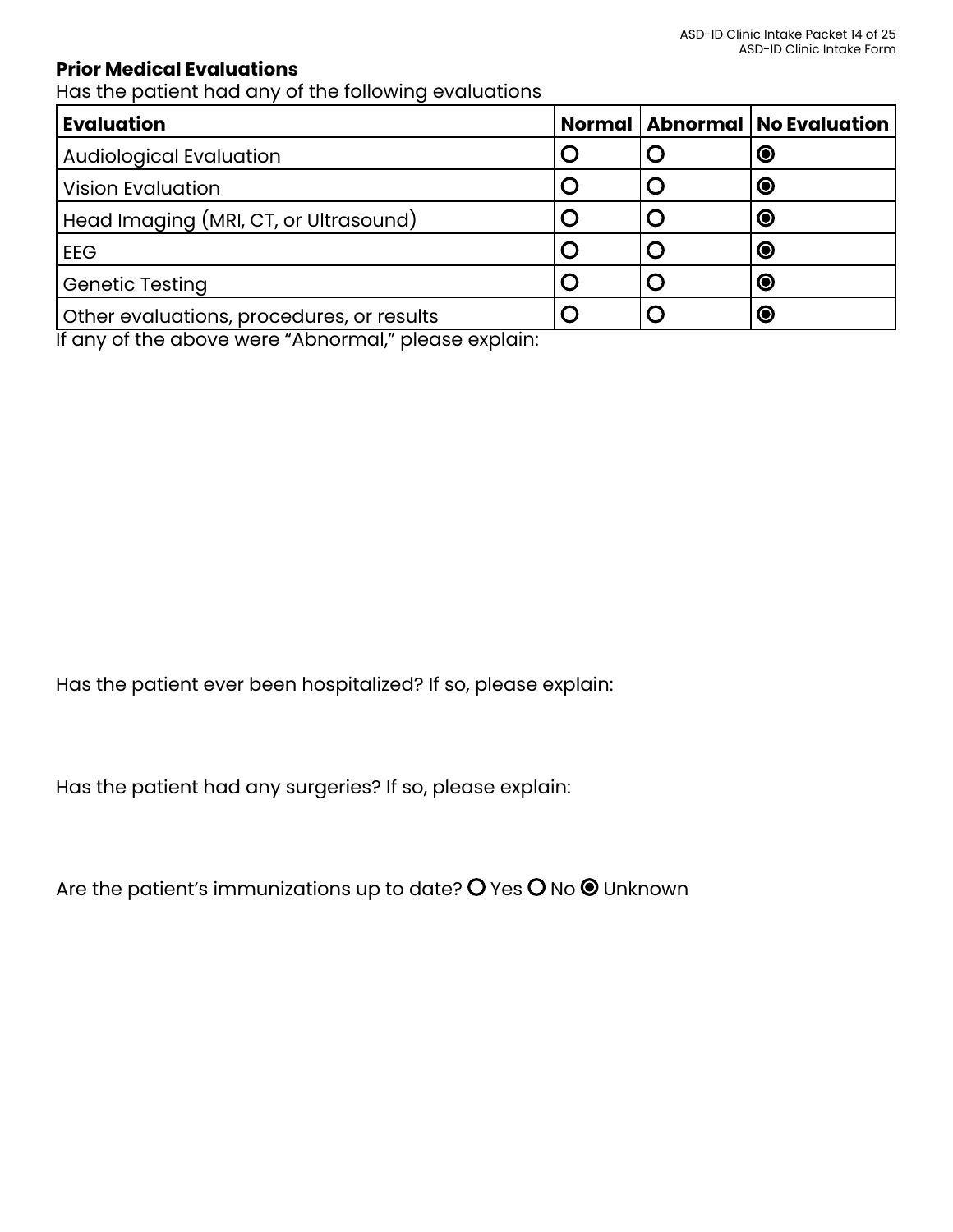**Prior Medical Evaluations**

Has the patient had any of the following evaluations

| Evaluation | Normal | Abnormal | No Evaluation |
|---|---|---|---|
| Audiological Evaluation | ○ | ○ | ◉ |
| Vision Evaluation | ○ | ○ | ◉ |
| Head Imaging (MRI, CT, or Ultrasound) | ○ | ○ | ◉ |
| EEG | ○ | ○ | ◉ |
| Genetic Testing | ○ | ○ | ◉ |
| Other evaluations, procedures, or results | ○ | ○ | ◉ |

If any of the above were "Abnormal," please explain:

Has the patient ever been hospitalized? If so, please explain:

Has the patient had any surgeries? If so, please explain:

Are the patient's immunizations up to date? ○ Yes ○ No ◉ Unknown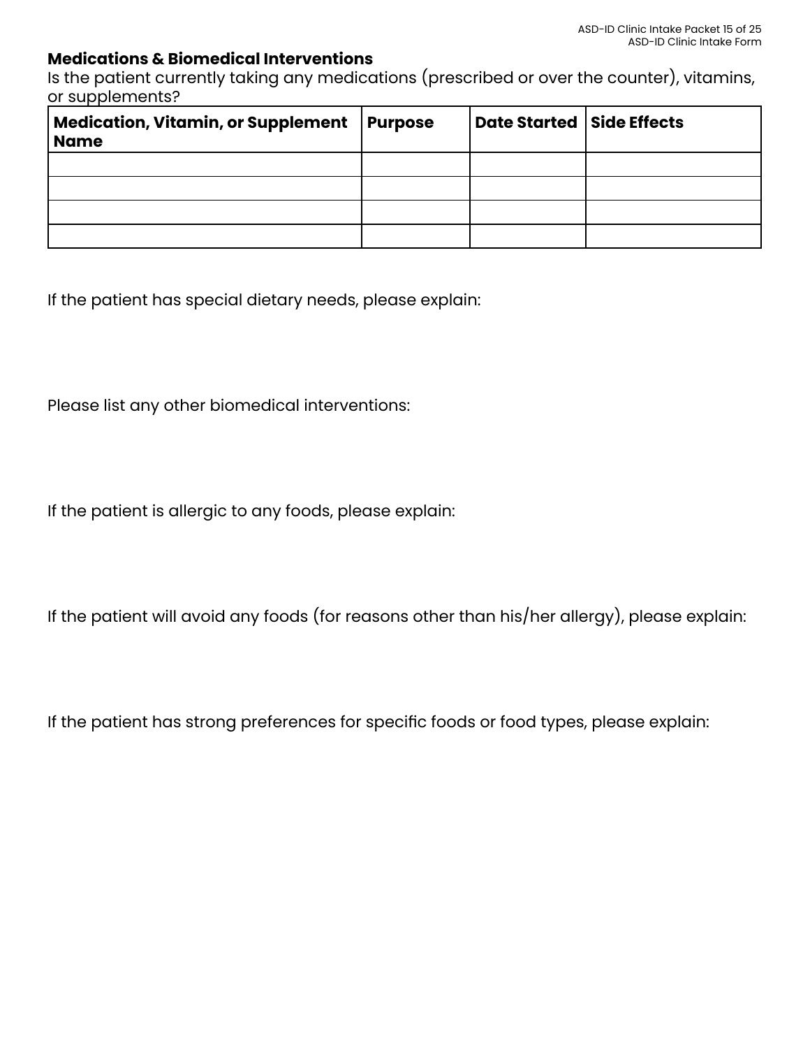**Medications & Biomedical Interventions**

Is the patient currently taking any medications (prescribed or over the counter), vitamins, or supplements?

| Medication, Vitamin, or Supplement Name | Purpose | Date Started | Side Effects |
|---|---|---|---|
| | | | |
| | | | |
| | | | |
| | | | |

If the patient has special dietary needs, please explain:

Please list any other biomedical interventions:

If the patient is allergic to any foods, please explain:

If the patient will avoid any foods (for reasons other than his/her allergy), please explain:

If the patient has strong preferences for specific foods or food types, please explain: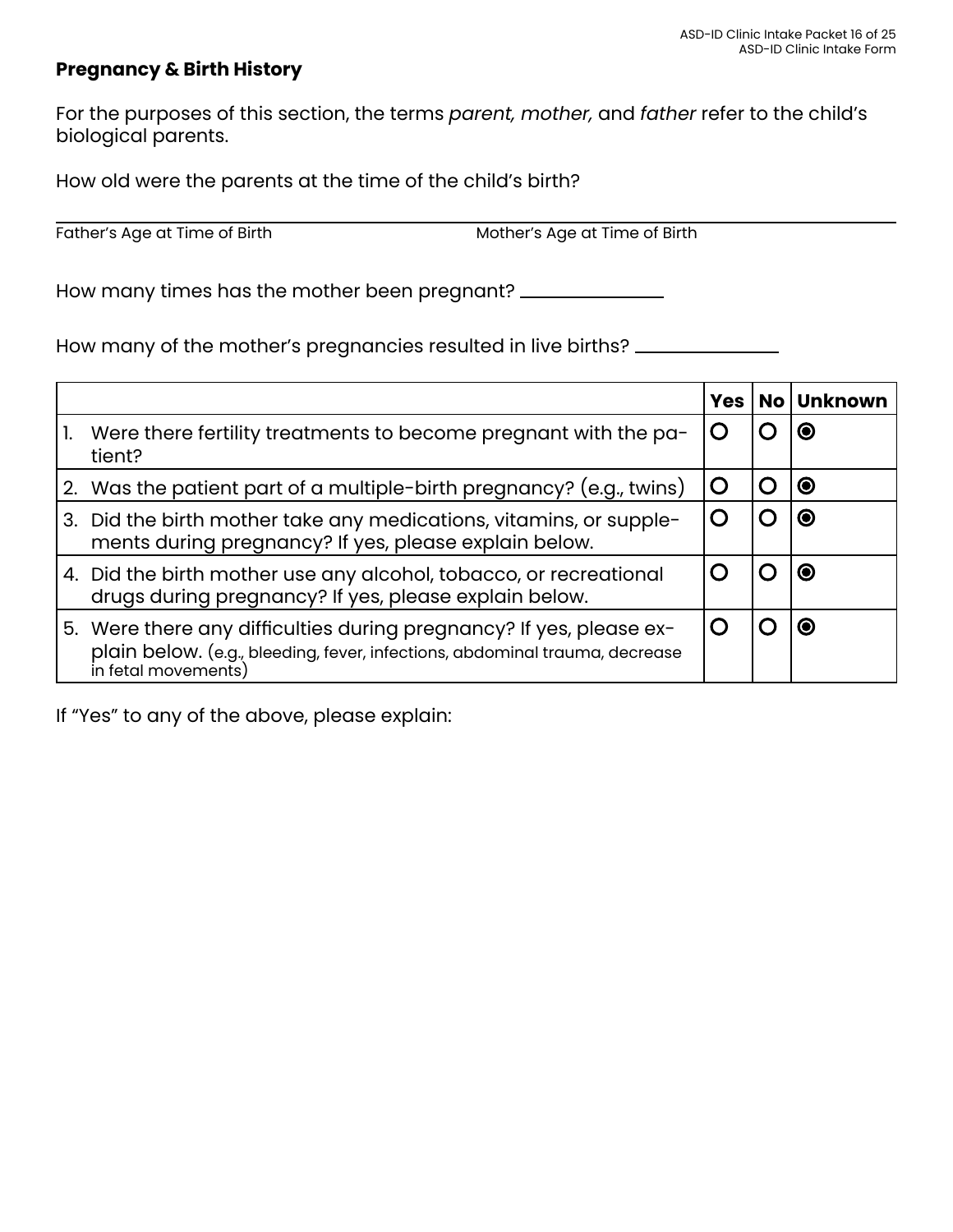**Pregnancy & Birth History**

For the purposes of this section, the terms *parent, mother,* and *father* refer to the child's biological parents.

How old were the parents at the time of the child's birth?

Father's Age at Time of Birth ____________________ Mother's Age at Time of Birth ____________________

How many times has the mother been pregnant? ____________

How many of the mother's pregnancies resulted in live births? ____________

| | Yes | No | Unknown |
|---|---|---|---|
| 1. Were there fertility treatments to become pregnant with the patient? | ○ | ○ | ◉ |
| 2. Was the patient part of a multiple-birth pregnancy? (e.g., twins) | ○ | ○ | ◉ |
| 3. Did the birth mother take any medications, vitamins, or supplements during pregnancy? If yes, please explain below. | ○ | ○ | ◉ |
| 4. Did the birth mother use any alcohol, tobacco, or recreational drugs during pregnancy? If yes, please explain below. | ○ | ○ | ◉ |
| 5. Were there any difficulties during pregnancy? If yes, please explain below. (e.g., bleeding, fever, infections, abdominal trauma, decrease in fetal movements) | ○ | ○ | ◉ |

If "Yes" to any of the above, please explain: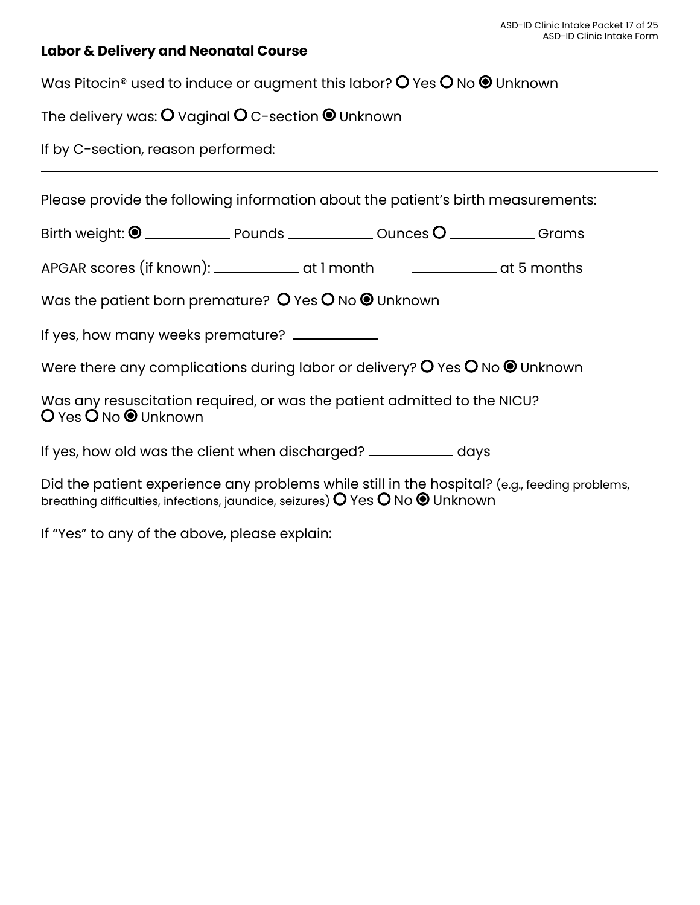**Labor & Delivery and Neonatal Course**

Was Pitocin® used to induce or augment this labor? ○ Yes ○ No ◉ Unknown

The delivery was: ○ Vaginal ○ C-section ◉ Unknown

If by C-section, reason performed:

---

Please provide the following information about the patient's birth measurements:

Birth weight: ◉ ___________ Pounds ___________ Ounces ○ ___________ Grams

APGAR scores (if known): ___________ at 1 month ___________ at 5 months

Was the patient born premature? ○ Yes ○ No ◉ Unknown

If yes, how many weeks premature? ___________

Were there any complications during labor or delivery? ○ Yes ○ No ◉ Unknown

Was any resuscitation required, or was the patient admitted to the NICU?
○ Yes ○ No ◉ Unknown

If yes, how old was the client when discharged? ___________ days

Did the patient experience any problems while still in the hospital? (e.g., feeding problems, breathing difficulties, infections, jaundice, seizures) ○ Yes ○ No ◉ Unknown

If "Yes" to any of the above, please explain: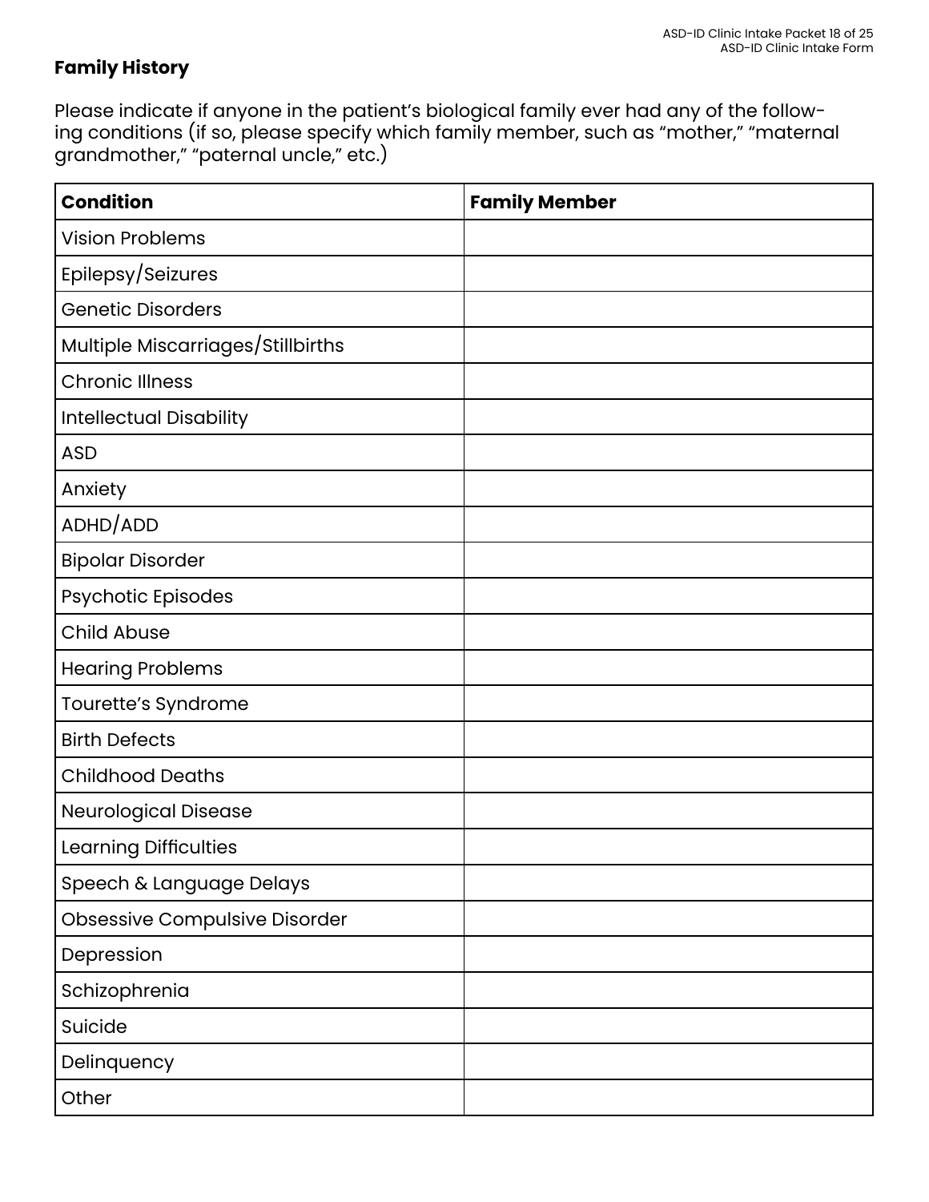**Family History**

Please indicate if anyone in the patient's biological family ever had any of the following conditions (if so, please specify which family member, such as "mother," "maternal grandmother," "paternal uncle," etc.)

| **Condition** | **Family Member** |
|---|---|
| Vision Problems | |
| Epilepsy/Seizures | |
| Genetic Disorders | |
| Multiple Miscarriages/Stillbirths | |
| Chronic Illness | |
| Intellectual Disability | |
| ASD | |
| Anxiety | |
| ADHD/ADD | |
| Bipolar Disorder | |
| Psychotic Episodes | |
| Child Abuse | |
| Hearing Problems | |
| Tourette's Syndrome | |
| Birth Defects | |
| Childhood Deaths | |
| Neurological Disease | |
| Learning Difficulties | |
| Speech & Language Delays | |
| Obsessive Compulsive Disorder | |
| Depression | |
| Schizophrenia | |
| Suicide | |
| Delinquency | |
| Other | |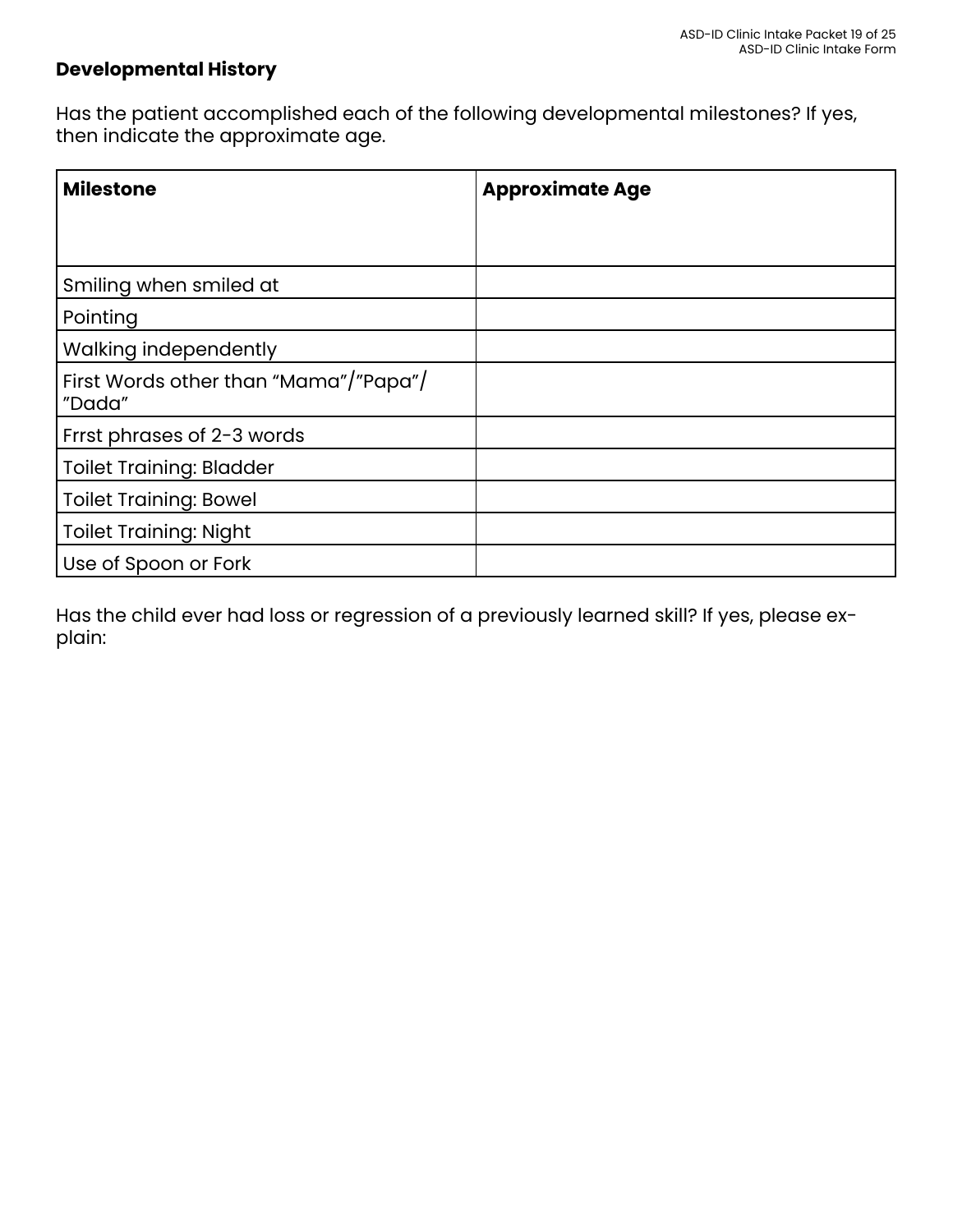**Developmental History**

Has the patient accomplished each of the following developmental milestones? If yes, then indicate the approximate age.

| Milestone | Approximate Age |
| --- | --- |
| Smiling when smiled at | |
| Pointing | |
| Walking independently | |
| First Words other than “Mama”/”Papa”/”Dada” | |
| Frrst phrases of 2-3 words | |
| Toilet Training: Bladder | |
| Toilet Training: Bowel | |
| Toilet Training: Night | |
| Use of Spoon or Fork | |

Has the child ever had loss or regression of a previously learned skill? If yes, please explain: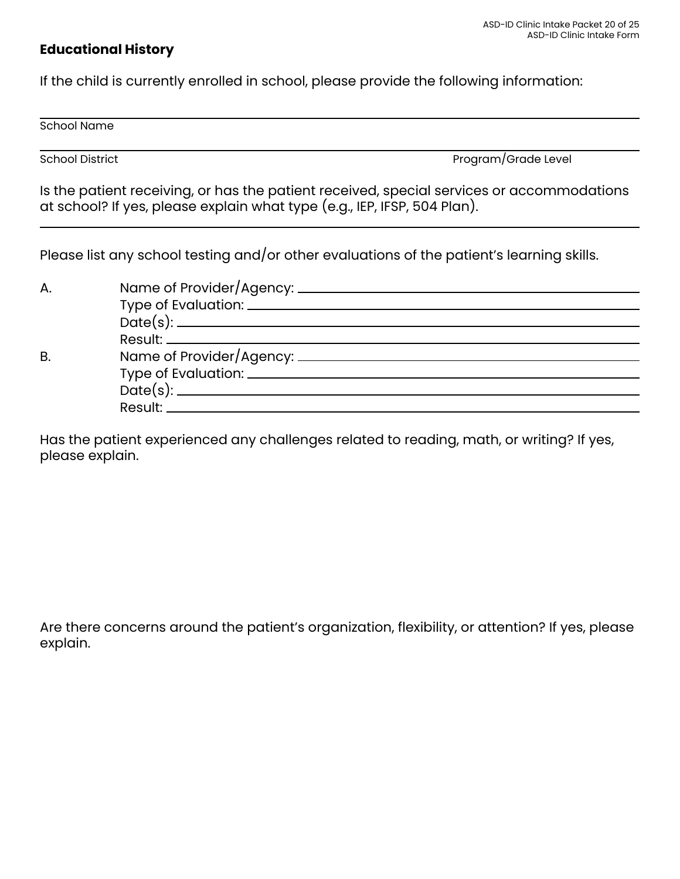## Educational History

If the child is currently enrolled in school, please provide the following information:

School Name

School District Program/Grade Level

Is the patient receiving, or has the patient received, special services or accommodations at school? If yes, please explain what type (e.g., IEP, IFSP, 504 Plan).

Please list any school testing and/or other evaluations of the patient's learning skills.

A. Name of Provider/Agency:
Type of Evaluation:
Date(s):
Result:

B. Name of Provider/Agency:
Type of Evaluation:
Date(s):
Result:

Has the patient experienced any challenges related to reading, math, or writing? If yes, please explain.

Are there concerns around the patient's organization, flexibility, or attention? If yes, please explain.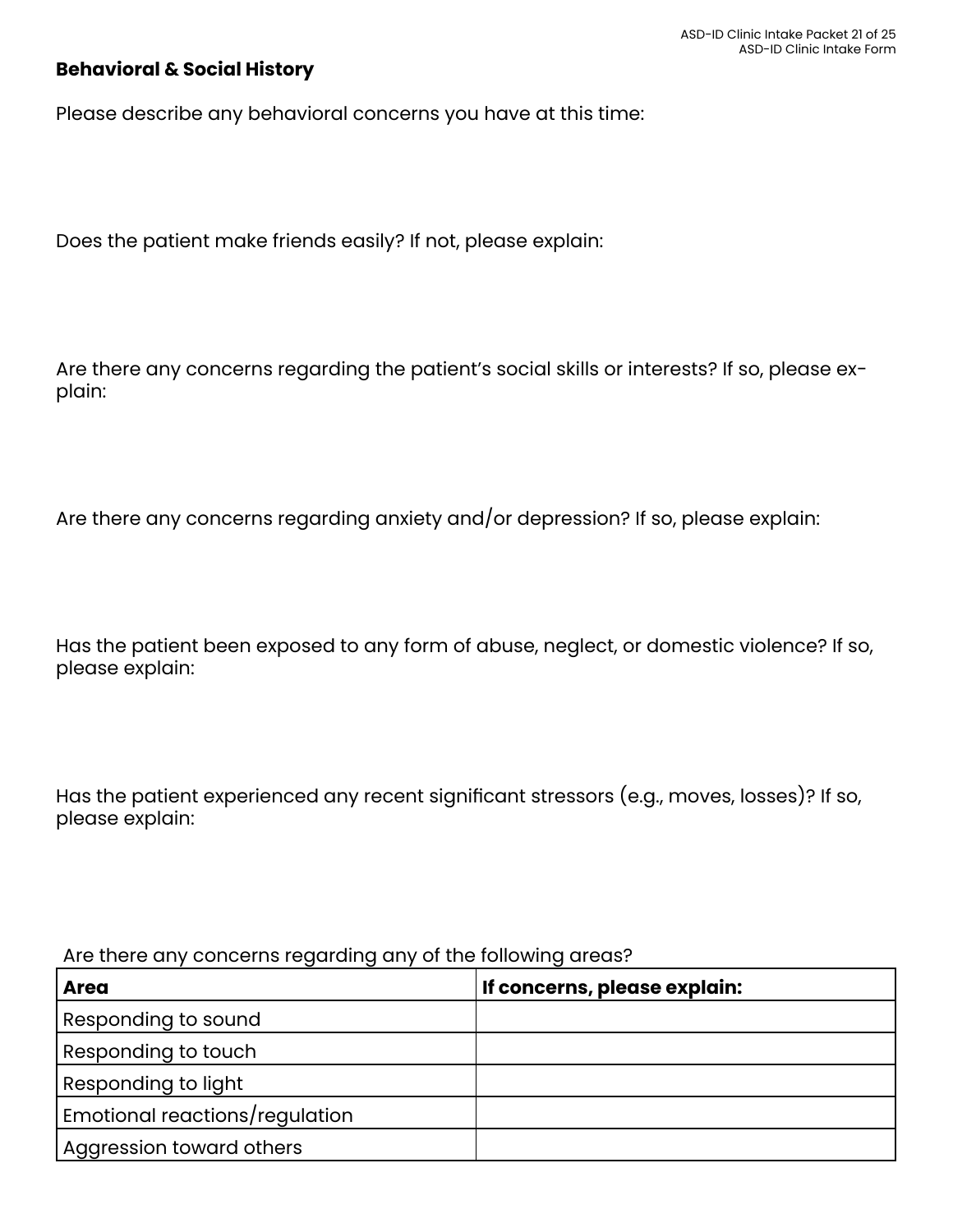## Behavioral & Social History

Please describe any behavioral concerns you have at this time:

Does the patient make friends easily? If not, please explain:

Are there any concerns regarding the patient's social skills or interests? If so, please explain:

Are there any concerns regarding anxiety and/or depression? If so, please explain:

Has the patient been exposed to any form of abuse, neglect, or domestic violence? If so, please explain:

Has the patient experienced any recent significant stressors (e.g., moves, losses)? If so, please explain:

Are there any concerns regarding any of the following areas?

| **Area** | **If concerns, please explain:** |
|---|---|
| Responding to sound | |
| Responding to touch | |
| Responding to light | |
| Emotional reactions/regulation | |
| Aggression toward others | |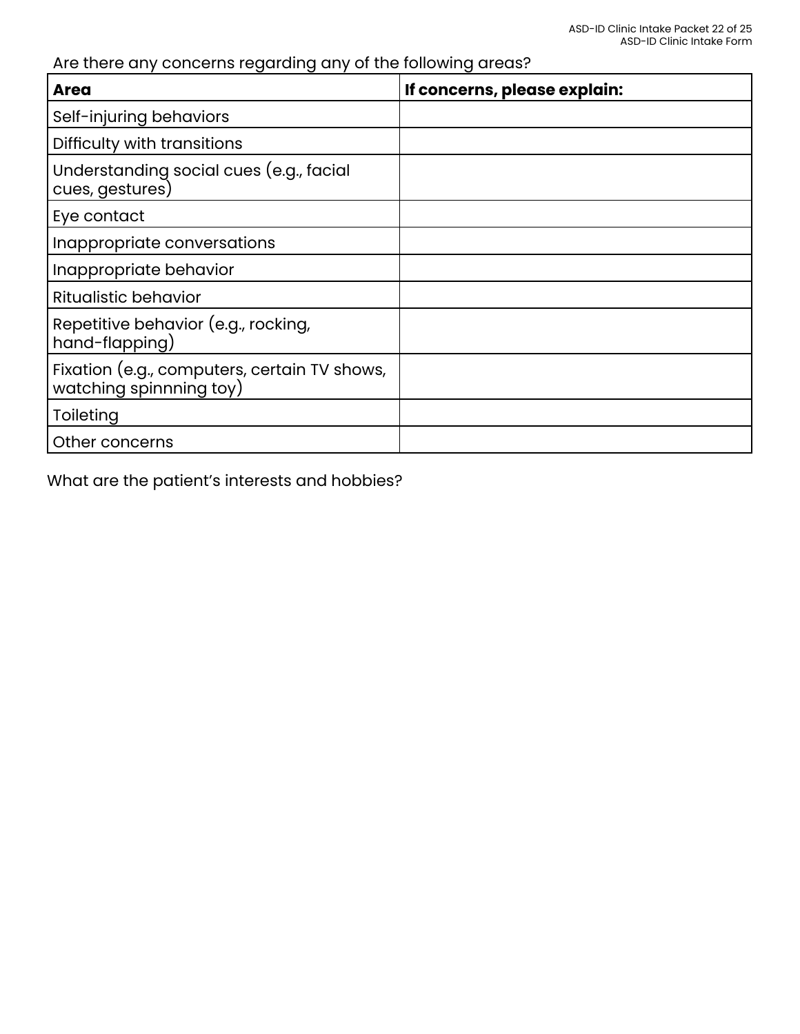Are there any concerns regarding any of the following areas?

| **Area** | **If concerns, please explain:** |
| --- | --- |
| Self-injuring behaviors | |
| Difficulty with transitions | |
| Understanding social cues (e.g., facial cues, gestures) | |
| Eye contact | |
| Inappropriate conversations | |
| Inappropriate behavior | |
| Ritualistic behavior | |
| Repetitive behavior (e.g., rocking, hand-flapping) | |
| Fixation (e.g., computers, certain TV shows, watching spinnning toy) | |
| Toileting | |
| Other concerns | |

What are the patient's interests and hobbies?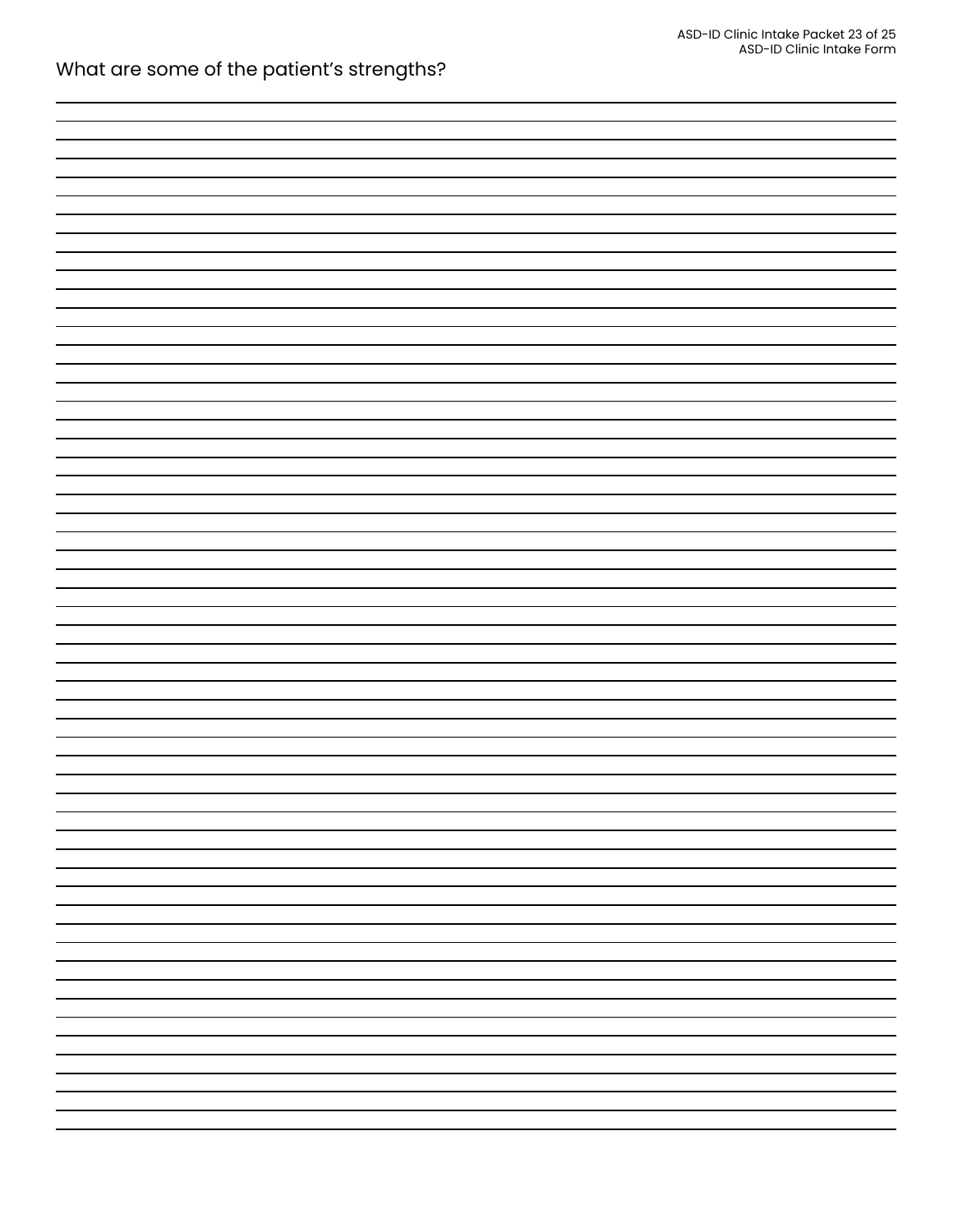What are some of the patient's strengths?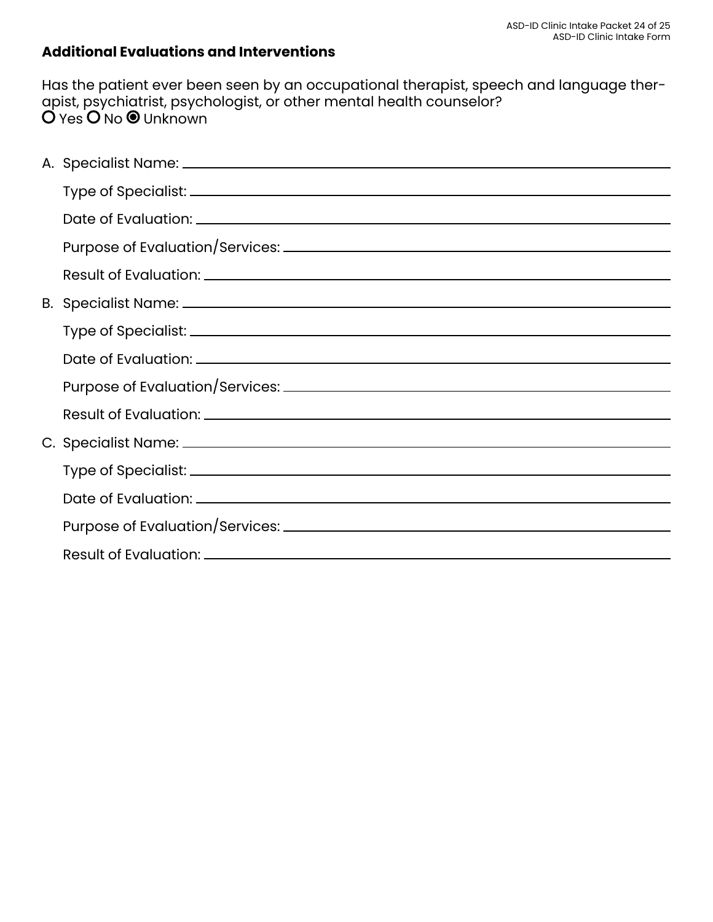## Additional Evaluations and Interventions

Has the patient ever been seen by an occupational therapist, speech and language therapist, psychiatrist, psychologist, or other mental health counselor?
○ Yes ○ No ◉ Unknown

A. Specialist Name: \_\_\_\_\_\_\_\_\_\_\_\_\_\_\_\_\_\_\_\_\_\_\_\_\_\_\_\_\_\_\_\_\_\_\_\_\_\_\_\_

   Type of Specialist: \_\_\_\_\_\_\_\_\_\_\_\_\_\_\_\_\_\_\_\_\_\_\_\_\_\_\_\_\_\_\_\_\_\_\_\_\_\_\_\_

   Date of Evaluation: \_\_\_\_\_\_\_\_\_\_\_\_\_\_\_\_\_\_\_\_\_\_\_\_\_\_\_\_\_\_\_\_\_\_\_\_\_\_\_\_

   Purpose of Evaluation/Services: \_\_\_\_\_\_\_\_\_\_\_\_\_\_\_\_\_\_\_\_\_\_\_\_\_\_\_\_\_\_\_\_

   Result of Evaluation: \_\_\_\_\_\_\_\_\_\_\_\_\_\_\_\_\_\_\_\_\_\_\_\_\_\_\_\_\_\_\_\_\_\_\_\_\_\_\_\_

B. Specialist Name: \_\_\_\_\_\_\_\_\_\_\_\_\_\_\_\_\_\_\_\_\_\_\_\_\_\_\_\_\_\_\_\_\_\_\_\_\_\_\_\_

   Type of Specialist: \_\_\_\_\_\_\_\_\_\_\_\_\_\_\_\_\_\_\_\_\_\_\_\_\_\_\_\_\_\_\_\_\_\_\_\_\_\_\_\_

   Date of Evaluation: \_\_\_\_\_\_\_\_\_\_\_\_\_\_\_\_\_\_\_\_\_\_\_\_\_\_\_\_\_\_\_\_\_\_\_\_\_\_\_\_

   Purpose of Evaluation/Services: \_\_\_\_\_\_\_\_\_\_\_\_\_\_\_\_\_\_\_\_\_\_\_\_\_\_\_\_\_\_\_\_

   Result of Evaluation: \_\_\_\_\_\_\_\_\_\_\_\_\_\_\_\_\_\_\_\_\_\_\_\_\_\_\_\_\_\_\_\_\_\_\_\_\_\_\_\_

C. Specialist Name: \_\_\_\_\_\_\_\_\_\_\_\_\_\_\_\_\_\_\_\_\_\_\_\_\_\_\_\_\_\_\_\_\_\_\_\_\_\_\_\_

   Type of Specialist: \_\_\_\_\_\_\_\_\_\_\_\_\_\_\_\_\_\_\_\_\_\_\_\_\_\_\_\_\_\_\_\_\_\_\_\_\_\_\_\_

   Date of Evaluation: \_\_\_\_\_\_\_\_\_\_\_\_\_\_\_\_\_\_\_\_\_\_\_\_\_\_\_\_\_\_\_\_\_\_\_\_\_\_\_\_

   Purpose of Evaluation/Services: \_\_\_\_\_\_\_\_\_\_\_\_\_\_\_\_\_\_\_\_\_\_\_\_\_\_\_\_\_\_\_\_

   Result of Evaluation: \_\_\_\_\_\_\_\_\_\_\_\_\_\_\_\_\_\_\_\_\_\_\_\_\_\_\_\_\_\_\_\_\_\_\_\_\_\_\_\_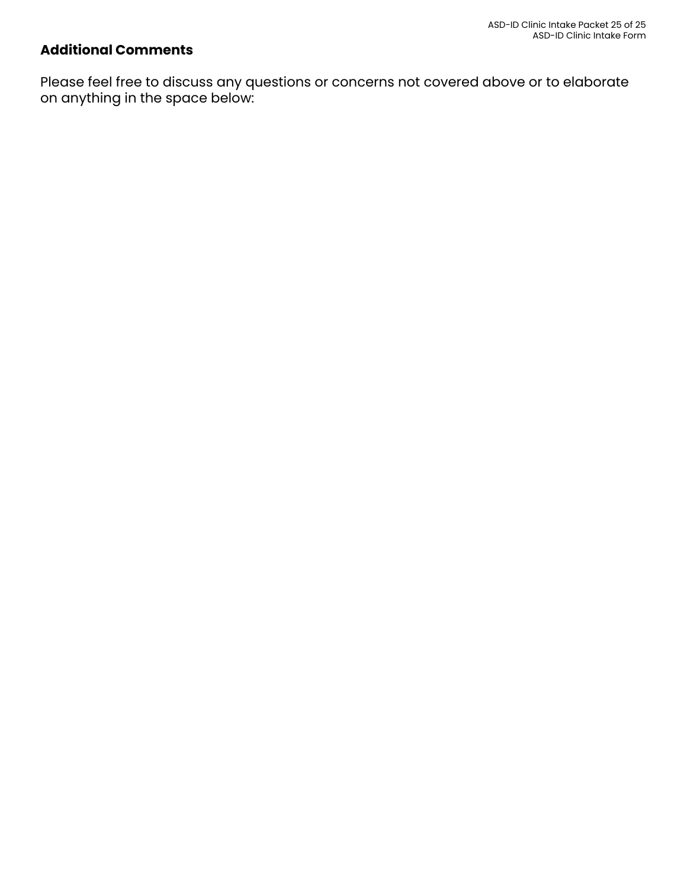## Additional Comments

Please feel free to discuss any questions or concerns not covered above or to elaborate on anything in the space below: